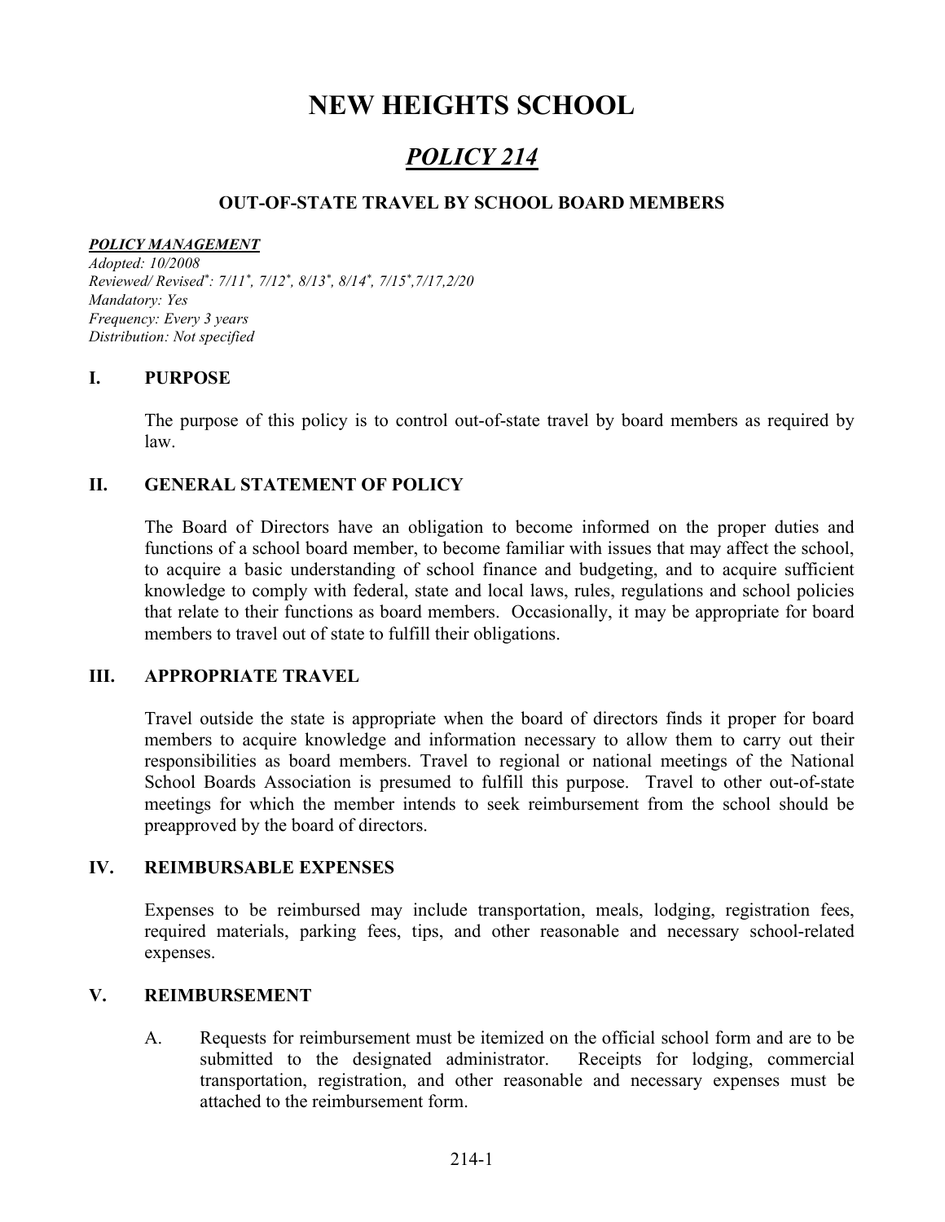# NEW HEIGHTS SCHOOL

## *POLICY 214*

### OUT-OF-STATE TRAVEL BY SCHOOL BOARD MEMBERS

***POLICY MANAGEMENT***
*Adopted: 10/2008*
*Reviewed/ Revised*: 7/11*, 7/12*, 8/13*, 8/14*, 7/15*,7/17,2/20*
*Mandatory: Yes*
*Frequency: Every 3 years*
*Distribution: Not specified*

## I. PURPOSE

The purpose of this policy is to control out-of-state travel by board members as required by law.

## II. GENERAL STATEMENT OF POLICY

The Board of Directors have an obligation to become informed on the proper duties and functions of a school board member, to become familiar with issues that may affect the school, to acquire a basic understanding of school finance and budgeting, and to acquire sufficient knowledge to comply with federal, state and local laws, rules, regulations and school policies that relate to their functions as board members. Occasionally, it may be appropriate for board members to travel out of state to fulfill their obligations.

## III. APPROPRIATE TRAVEL

Travel outside the state is appropriate when the board of directors finds it proper for board members to acquire knowledge and information necessary to allow them to carry out their responsibilities as board members. Travel to regional or national meetings of the National School Boards Association is presumed to fulfill this purpose. Travel to other out-of-state meetings for which the member intends to seek reimbursement from the school should be preapproved by the board of directors.

## IV. REIMBURSABLE EXPENSES

Expenses to be reimbursed may include transportation, meals, lodging, registration fees, required materials, parking fees, tips, and other reasonable and necessary school-related expenses.

## V. REIMBURSEMENT

A. Requests for reimbursement must be itemized on the official school form and are to be submitted to the designated administrator. Receipts for lodging, commercial transportation, registration, and other reasonable and necessary expenses must be attached to the reimbursement form.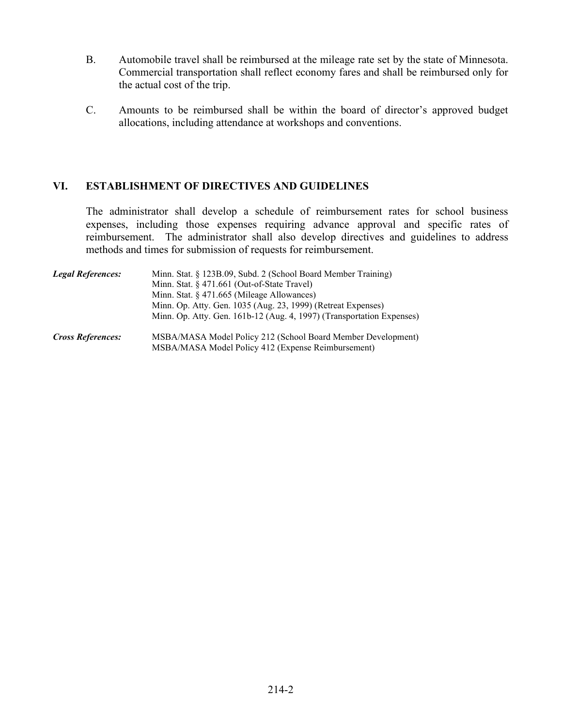B. Automobile travel shall be reimbursed at the mileage rate set by the state of Minnesota. Commercial transportation shall reflect economy fares and shall be reimbursed only for the actual cost of the trip.

C. Amounts to be reimbursed shall be within the board of director's approved budget allocations, including attendance at workshops and conventions.

## VI. ESTABLISHMENT OF DIRECTIVES AND GUIDELINES

The administrator shall develop a schedule of reimbursement rates for school business expenses, including those expenses requiring advance approval and specific rates of reimbursement. The administrator shall also develop directives and guidelines to address methods and times for submission of requests for reimbursement.

***Legal References:***
Minn. Stat. § 123B.09, Subd. 2 (School Board Member Training)
Minn. Stat. § 471.661 (Out-of-State Travel)
Minn. Stat. § 471.665 (Mileage Allowances)
Minn. Op. Atty. Gen. 1035 (Aug. 23, 1999) (Retreat Expenses)
Minn. Op. Atty. Gen. 161b-12 (Aug. 4, 1997) (Transportation Expenses)

***Cross References:***
MSBA/MASA Model Policy 212 (School Board Member Development)
MSBA/MASA Model Policy 412 (Expense Reimbursement)